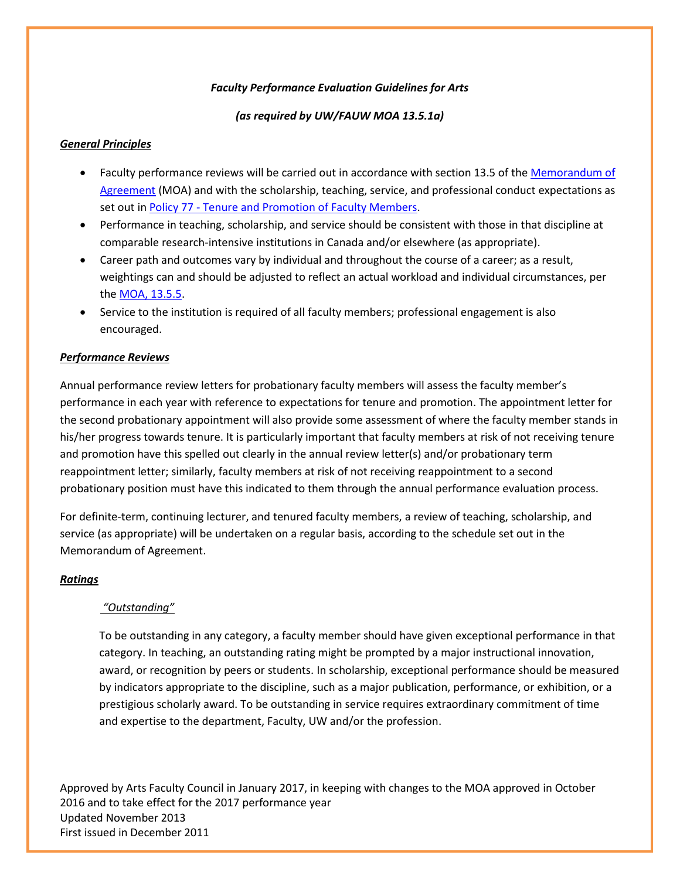***Faculty Performance Evaluation Guidelines for Arts***

***(as required by UW/FAUW MOA 13.5.1a)***

***General Principles***

- Faculty performance reviews will be carried out in accordance with section 13.5 of the Memorandum of Agreement (MOA) and with the scholarship, teaching, service, and professional conduct expectations as set out in Policy 77 - Tenure and Promotion of Faculty Members.
- Performance in teaching, scholarship, and service should be consistent with those in that discipline at comparable research-intensive institutions in Canada and/or elsewhere (as appropriate).
- Career path and outcomes vary by individual and throughout the course of a career; as a result, weightings can and should be adjusted to reflect an actual workload and individual circumstances, per the MOA, 13.5.5.
- Service to the institution is required of all faculty members; professional engagement is also encouraged.

***Performance Reviews***

Annual performance review letters for probationary faculty members will assess the faculty member's performance in each year with reference to expectations for tenure and promotion. The appointment letter for the second probationary appointment will also provide some assessment of where the faculty member stands in his/her progress towards tenure. It is particularly important that faculty members at risk of not receiving tenure and promotion have this spelled out clearly in the annual review letter(s) and/or probationary term reappointment letter; similarly, faculty members at risk of not receiving reappointment to a second probationary position must have this indicated to them through the annual performance evaluation process.

For definite-term, continuing lecturer, and tenured faculty members, a review of teaching, scholarship, and service (as appropriate) will be undertaken on a regular basis, according to the schedule set out in the Memorandum of Agreement.

***Ratings***

*"Outstanding"*

To be outstanding in any category, a faculty member should have given exceptional performance in that category. In teaching, an outstanding rating might be prompted by a major instructional innovation, award, or recognition by peers or students. In scholarship, exceptional performance should be measured by indicators appropriate to the discipline, such as a major publication, performance, or exhibition, or a prestigious scholarly award. To be outstanding in service requires extraordinary commitment of time and expertise to the department, Faculty, UW and/or the profession.

Approved by Arts Faculty Council in January 2017, in keeping with changes to the MOA approved in October 2016 and to take effect for the 2017 performance year
Updated November 2013
First issued in December 2011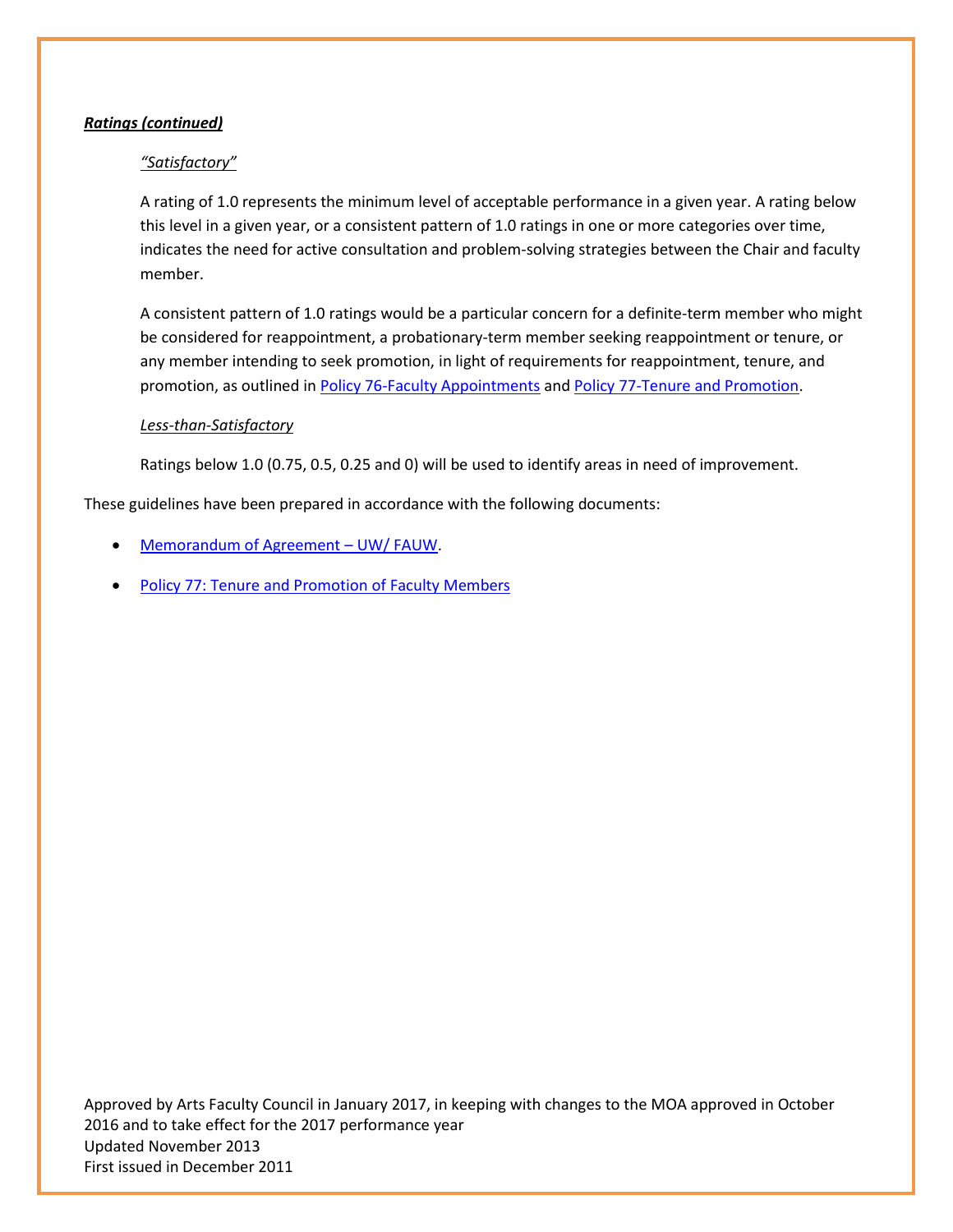***Ratings (continued)***

*"Satisfactory"*

A rating of 1.0 represents the minimum level of acceptable performance in a given year. A rating below this level in a given year, or a consistent pattern of 1.0 ratings in one or more categories over time, indicates the need for active consultation and problem-solving strategies between the Chair and faculty member.

A consistent pattern of 1.0 ratings would be a particular concern for a definite-term member who might be considered for reappointment, a probationary-term member seeking reappointment or tenure, or any member intending to seek promotion, in light of requirements for reappointment, tenure, and promotion, as outlined in Policy 76-Faculty Appointments and Policy 77-Tenure and Promotion.

*Less-than-Satisfactory*

Ratings below 1.0 (0.75, 0.5, 0.25 and 0) will be used to identify areas in need of improvement.

These guidelines have been prepared in accordance with the following documents:

- Memorandum of Agreement – UW/ FAUW.
- Policy 77: Tenure and Promotion of Faculty Members

Approved by Arts Faculty Council in January 2017, in keeping with changes to the MOA approved in October 2016 and to take effect for the 2017 performance year
Updated November 2013
First issued in December 2011